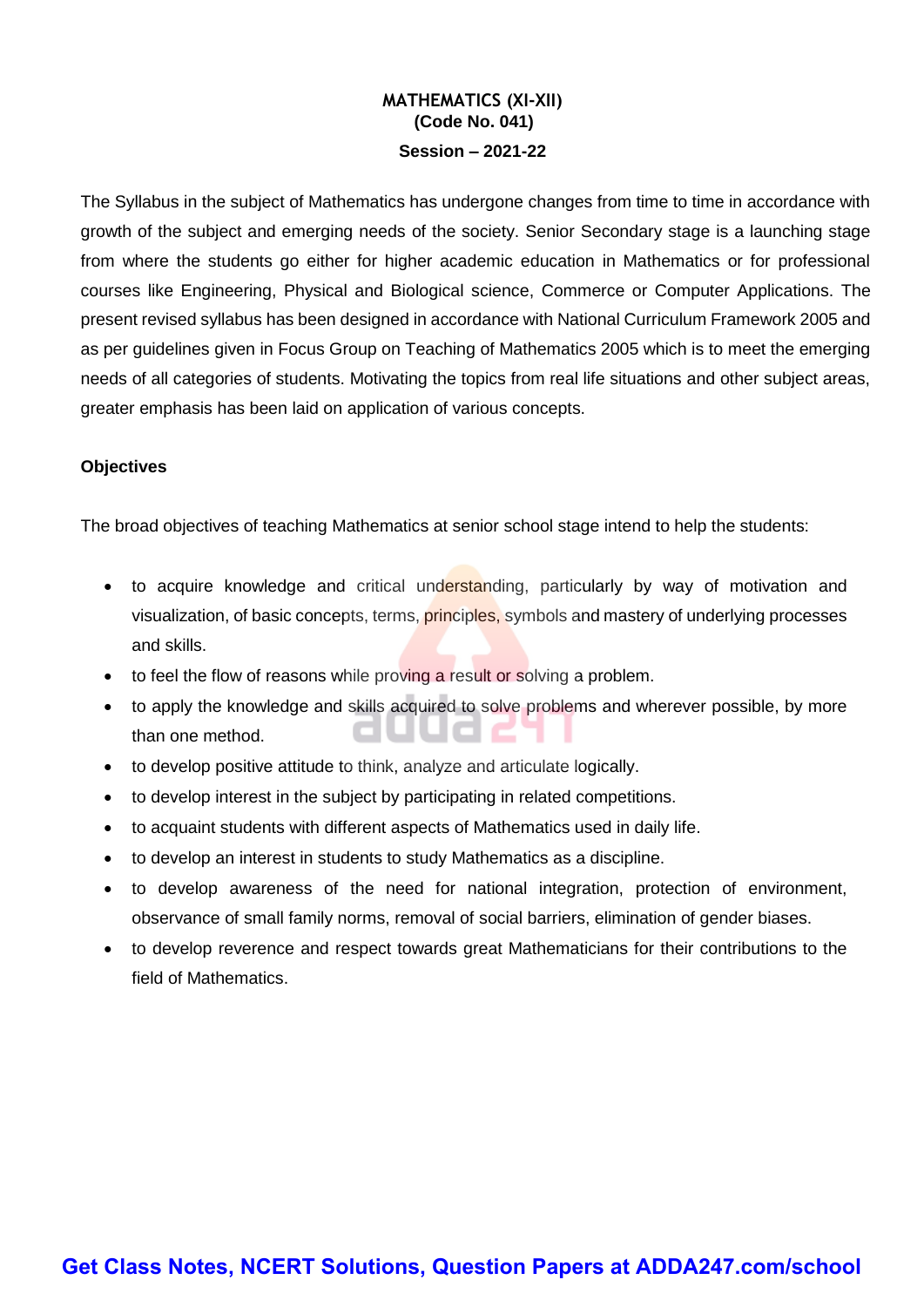# MATHEMATICS (XI-XII)

**(Code No. 041)**

**Session – 2021-22**

The Syllabus in the subject of Mathematics has undergone changes from time to time in accordance with growth of the subject and emerging needs of the society. Senior Secondary stage is a launching stage from where the students go either for higher academic education in Mathematics or for professional courses like Engineering, Physical and Biological science, Commerce or Computer Applications. The present revised syllabus has been designed in accordance with National Curriculum Framework 2005 and as per guidelines given in Focus Group on Teaching of Mathematics 2005 which is to meet the emerging needs of all categories of students. Motivating the topics from real life situations and other subject areas, greater emphasis has been laid on application of various concepts.

## Objectives

The broad objectives of teaching Mathematics at senior school stage intend to help the students:

- to acquire knowledge and critical understanding, particularly by way of motivation and visualization, of basic concepts, terms, principles, symbols and mastery of underlying processes and skills.
- to feel the flow of reasons while proving a result or solving a problem.
- to apply the knowledge and skills acquired to solve problems and wherever possible, by more than one method.
- to develop positive attitude to think, analyze and articulate logically.
- to develop interest in the subject by participating in related competitions.
- to acquaint students with different aspects of Mathematics used in daily life.
- to develop an interest in students to study Mathematics as a discipline.
- to develop awareness of the need for national integration, protection of environment, observance of small family norms, removal of social barriers, elimination of gender biases.
- to develop reverence and respect towards great Mathematicians for their contributions to the field of Mathematics.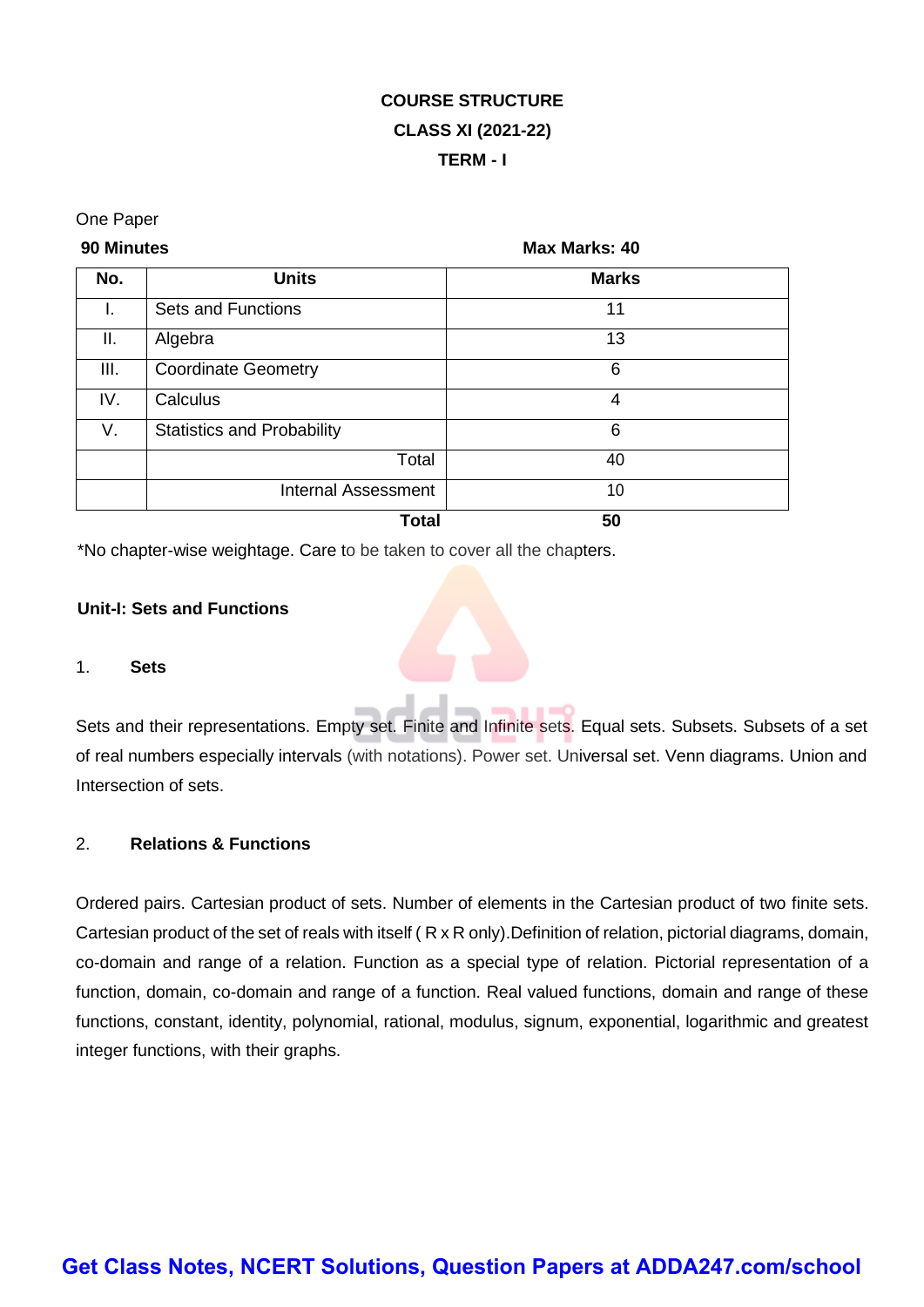**COURSE STRUCTURE**

**CLASS XI (2021-22)**

**TERM - I**

One Paper

**90 Minutes** | **Max Marks: 40**

| No. | Units | Marks |
|---|---|---|
| I. | Sets and Functions | 11 |
| II. | Algebra | 13 |
| III. | Coordinate Geometry | 6 |
| IV. | Calculus | 4 |
| V. | Statistics and Probability | 6 |
| | Total | 40 |
| | Internal Assessment | 10 |
| | **Total** | **50** |

*No chapter-wise weightage. Care to be taken to cover all the chapters.

**Unit-I: Sets and Functions**

1. **Sets**

Sets and their representations. Empty set. Finite and Infinite sets. Equal sets. Subsets. Subsets of a set of real numbers especially intervals (with notations). Power set. Universal set. Venn diagrams. Union and Intersection of sets.

2. **Relations & Functions**

Ordered pairs. Cartesian product of sets. Number of elements in the Cartesian product of two finite sets. Cartesian product of the set of reals with itself ( R x R only).Definition of relation, pictorial diagrams, domain, co-domain and range of a relation. Function as a special type of relation. Pictorial representation of a function, domain, co-domain and range of a function. Real valued functions, domain and range of these functions, constant, identity, polynomial, rational, modulus, signum, exponential, logarithmic and greatest integer functions, with their graphs.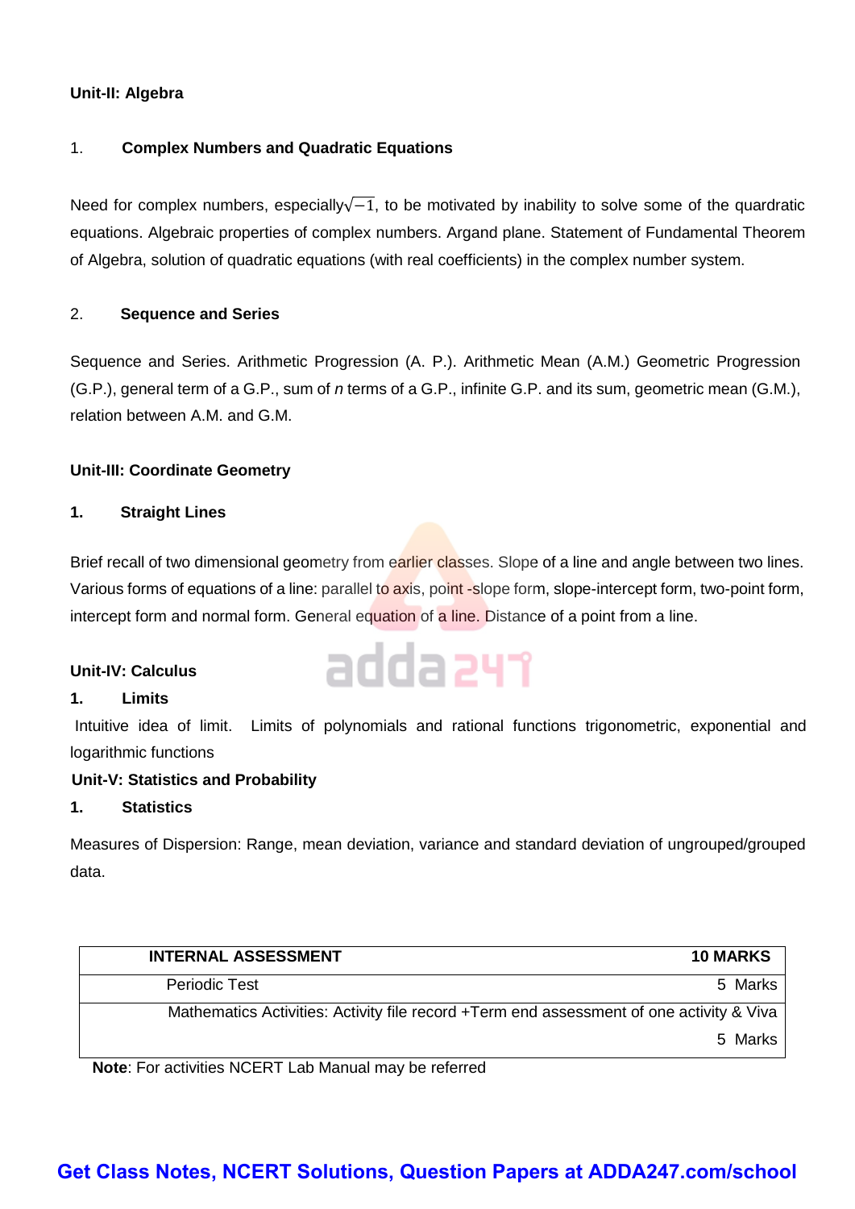**Unit-II: Algebra**

1. **Complex Numbers and Quadratic Equations**

Need for complex numbers, especially $\sqrt{-1}$, to be motivated by inability to solve some of the quardratic equations. Algebraic properties of complex numbers. Argand plane. Statement of Fundamental Theorem of Algebra, solution of quadratic equations (with real coefficients) in the complex number system.

2. **Sequence and Series**

Sequence and Series. Arithmetic Progression (A. P.). Arithmetic Mean (A.M.) Geometric Progression (G.P.), general term of a G.P., sum of *n* terms of a G.P., infinite G.P. and its sum, geometric mean (G.M.), relation between A.M. and G.M.

**Unit-III: Coordinate Geometry**

**1. Straight Lines**

Brief recall of two dimensional geometry from earlier classes. Slope of a line and angle between two lines. Various forms of equations of a line: parallel to axis, point -slope form, slope-intercept form, two-point form, intercept form and normal form. General equation of a line. Distance of a point from a line.

**Unit-IV: Calculus**

**1. Limits**

Intuitive idea of limit. Limits of polynomials and rational functions trigonometric, exponential and logarithmic functions

**Unit-V: Statistics and Probability**

**1. Statistics**

Measures of Dispersion: Range, mean deviation, variance and standard deviation of ungrouped/grouped data.

| INTERNAL ASSESSMENT | 10 MARKS |
|---|---|
| Periodic Test | 5 Marks |
| Mathematics Activities: Activity file record +Term end assessment of one activity & Viva | 5 Marks |

**Note**: For activities NCERT Lab Manual may be referred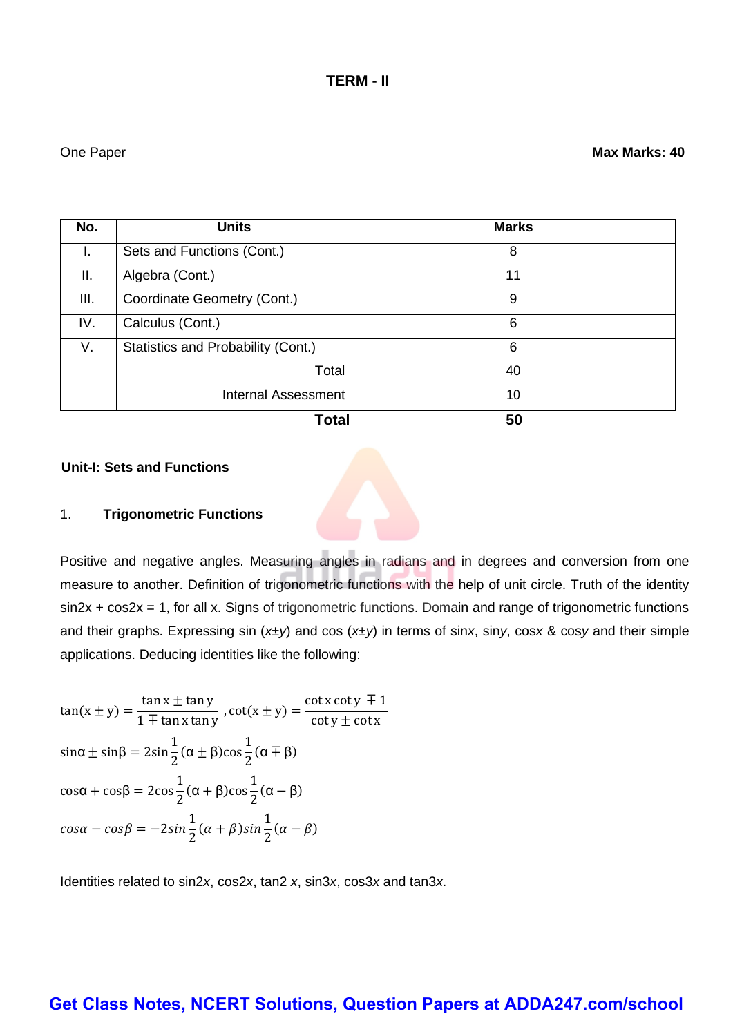## TERM - II

One Paper **Max Marks: 40**

| No. | Units | Marks |
|---|---|---|
| I. | Sets and Functions (Cont.) | 8 |
| II. | Algebra (Cont.) | 11 |
| III. | Coordinate Geometry (Cont.) | 9 |
| IV. | Calculus (Cont.) | 6 |
| V. | Statistics and Probability (Cont.) | 6 |
| | Total | 40 |
| | Internal Assessment | 10 |
| | **Total** | **50** |

### Unit-I: Sets and Functions

1. **Trigonometric Functions**

Positive and negative angles. Measuring angles in radians and in degrees and conversion from one measure to another. Definition of trigonometric functions with the help of unit circle. Truth of the identity sin2x + cos2x = 1, for all x. Signs of trigonometric functions. Domain and range of trigonometric functions and their graphs. Expressing sin ($x$±$y$) and cos ($x$±$y$) in terms of sin$x$, sin$y$, cos$x$ & cos$y$ and their simple applications. Deducing identities like the following:

$$\tan(x \pm y) = \frac{\tan x \pm \tan y}{1 \mp \tan x \tan y}, \cot(x \pm y) = \frac{\cot x \cot y \mp 1}{\cot y \pm \cot x}$$

$$\sin\alpha \pm \sin\beta = 2\sin\frac{1}{2}(\alpha \pm \beta)\cos\frac{1}{2}(\alpha \mp \beta)$$

$$\cos\alpha + \cos\beta = 2\cos\frac{1}{2}(\alpha + \beta)\cos\frac{1}{2}(\alpha - \beta)$$

$$\cos\alpha - \cos\beta = -2\sin\frac{1}{2}(\alpha + \beta)\sin\frac{1}{2}(\alpha - \beta)$$

Identities related to sin2$x$, cos2$x$, tan2 $x$, sin3$x$, cos3$x$ and tan3$x$.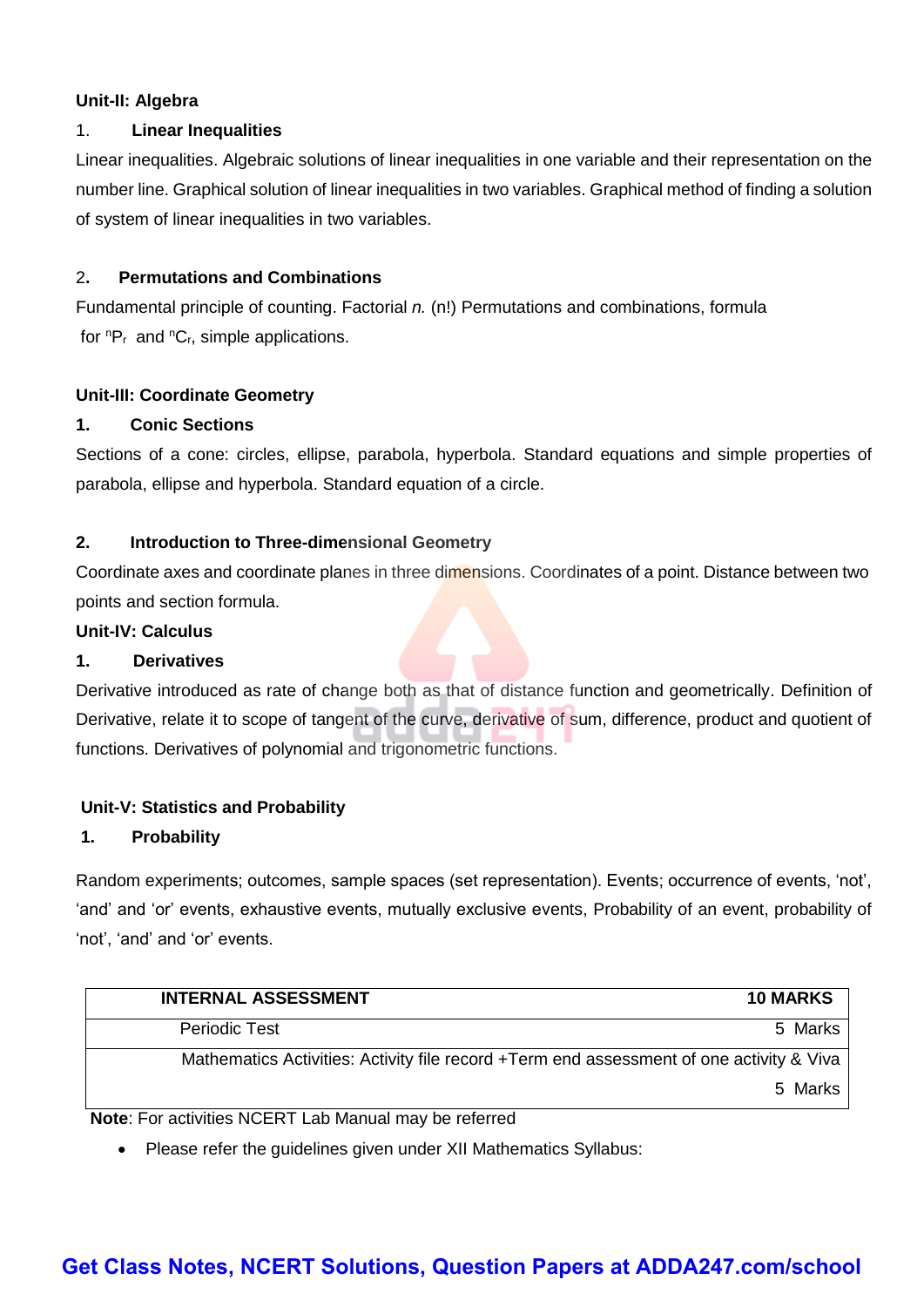### Unit-II: Algebra

1. **Linear Inequalities**

Linear inequalities. Algebraic solutions of linear inequalities in one variable and their representation on the number line. Graphical solution of linear inequalities in two variables. Graphical method of finding a solution of system of linear inequalities in two variables.

2. **Permutations and Combinations**

Fundamental principle of counting. Factorial *n.* (n!) Permutations and combinations, formula for ${}^nP_r$ and ${}^nC_r$, simple applications.

### Unit-III: Coordinate Geometry

1. **Conic Sections**

Sections of a cone: circles, ellipse, parabola, hyperbola. Standard equations and simple properties of parabola, ellipse and hyperbola. Standard equation of a circle.

2. **Introduction to Three-dimensional Geometry**

Coordinate axes and coordinate planes in three dimensions. Coordinates of a point. Distance between two points and section formula.

### Unit-IV: Calculus

1. **Derivatives**

Derivative introduced as rate of change both as that of distance function and geometrically. Definition of Derivative, relate it to scope of tangent of the curve, derivative of sum, difference, product and quotient of functions. Derivatives of polynomial and trigonometric functions.

### Unit-V: Statistics and Probability

1. **Probability**

Random experiments; outcomes, sample spaces (set representation). Events; occurrence of events, 'not', 'and' and 'or' events, exhaustive events, mutually exclusive events, Probability of an event, probability of 'not', 'and' and 'or' events.

| INTERNAL ASSESSMENT | 10 MARKS |
| --- | --- |
| Periodic Test | 5 Marks |
| Mathematics Activities: Activity file record +Term end assessment of one activity & Viva | 5 Marks |

**Note**: For activities NCERT Lab Manual may be referred

- Please refer the guidelines given under XII Mathematics Syllabus: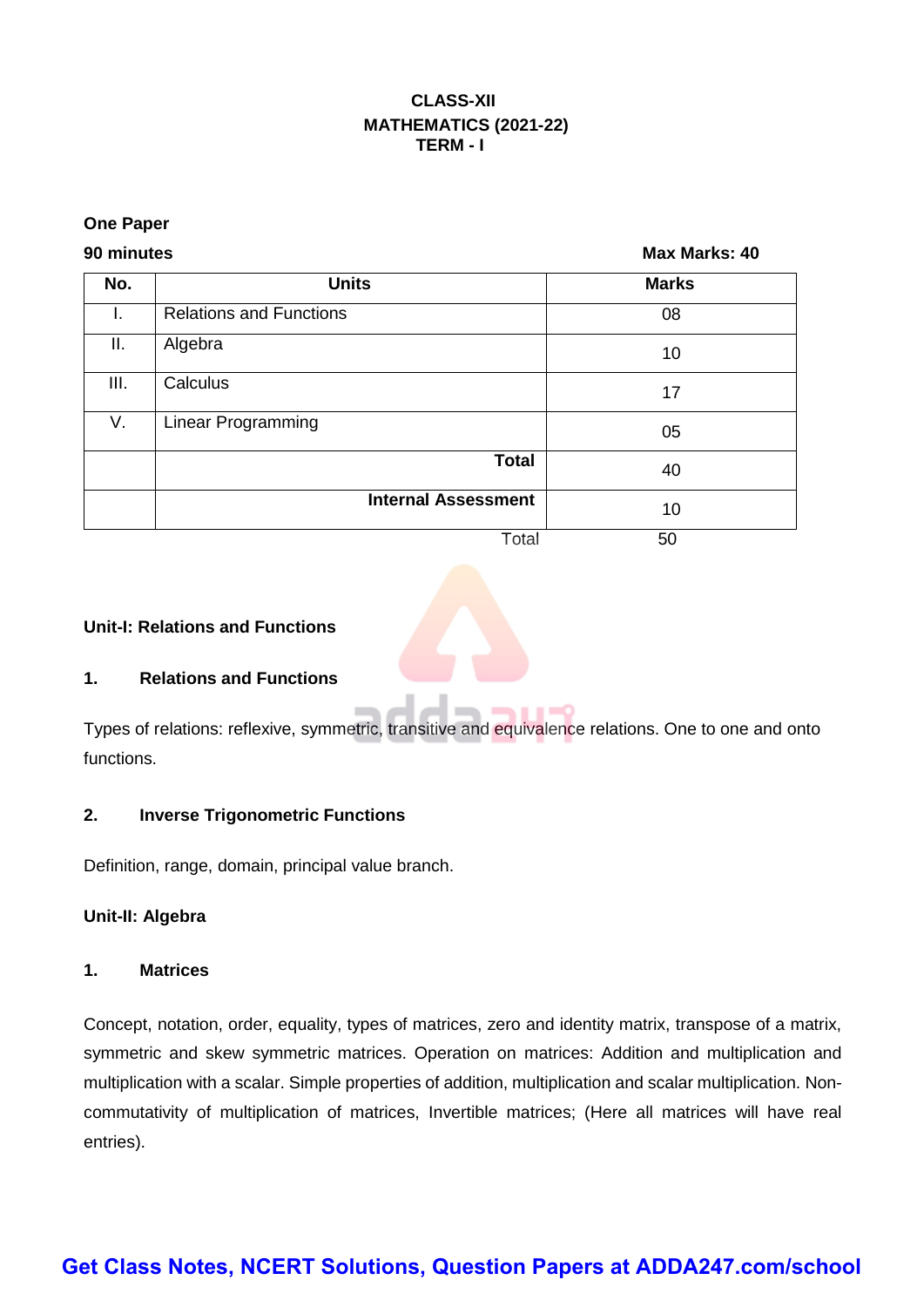**CLASS-XII**
**MATHEMATICS (2021-22)**
**TERM - I**

**One Paper**

**90 minutes** **Max Marks: 40**

| No. | Units | Marks |
|---|---|---|
| I. | Relations and Functions | 08 |
| II. | Algebra | 10 |
| III. | Calculus | 17 |
| V. | Linear Programming | 05 |
| | **Total** | 40 |
| | **Internal Assessment** | 10 |
| | Total | 50 |

**Unit-I: Relations and Functions**

**1. Relations and Functions**

Types of relations: reflexive, symmetric, transitive and equivalence relations. One to one and onto functions.

**2. Inverse Trigonometric Functions**

Definition, range, domain, principal value branch.

**Unit-II: Algebra**

**1. Matrices**

Concept, notation, order, equality, types of matrices, zero and identity matrix, transpose of a matrix, symmetric and skew symmetric matrices. Operation on matrices: Addition and multiplication and multiplication with a scalar. Simple properties of addition, multiplication and scalar multiplication. Non-commutativity of multiplication of matrices, Invertible matrices; (Here all matrices will have real entries).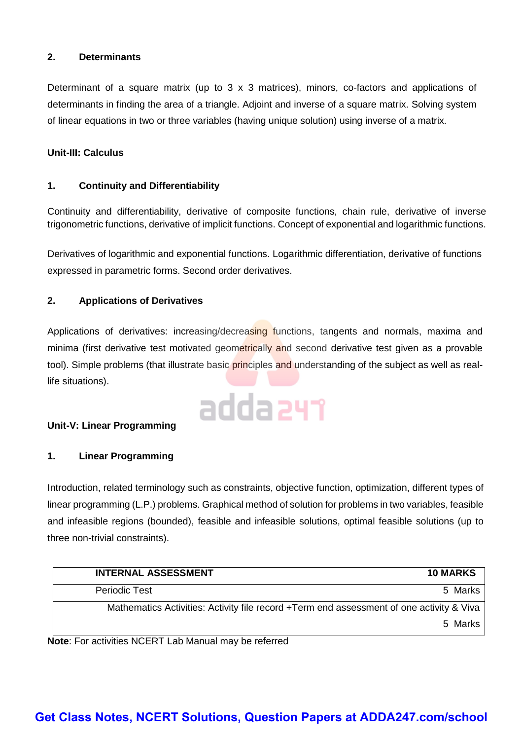### 2. Determinants

Determinant of a square matrix (up to 3 x 3 matrices), minors, co-factors and applications of determinants in finding the area of a triangle. Adjoint and inverse of a square matrix. Solving system of linear equations in two or three variables (having unique solution) using inverse of a matrix.

## Unit-III: Calculus

### 1. Continuity and Differentiability

Continuity and differentiability, derivative of composite functions, chain rule, derivative of inverse trigonometric functions, derivative of implicit functions. Concept of exponential and logarithmic functions.

Derivatives of logarithmic and exponential functions. Logarithmic differentiation, derivative of functions expressed in parametric forms. Second order derivatives.

### 2. Applications of Derivatives

Applications of derivatives: increasing/decreasing functions, tangents and normals, maxima and minima (first derivative test motivated geometrically and second derivative test given as a provable tool). Simple problems (that illustrate basic principles and understanding of the subject as well as real-life situations).

## Unit-V: Linear Programming

### 1. Linear Programming

Introduction, related terminology such as constraints, objective function, optimization, different types of linear programming (L.P.) problems. Graphical method of solution for problems in two variables, feasible and infeasible regions (bounded), feasible and infeasible solutions, optimal feasible solutions (up to three non-trivial constraints).

| INTERNAL ASSESSMENT | 10 MARKS |
| --- | --- |
| Periodic Test | 5 Marks |
| Mathematics Activities: Activity file record +Term end assessment of one activity & Viva | 5 Marks |

**Note**: For activities NCERT Lab Manual may be referred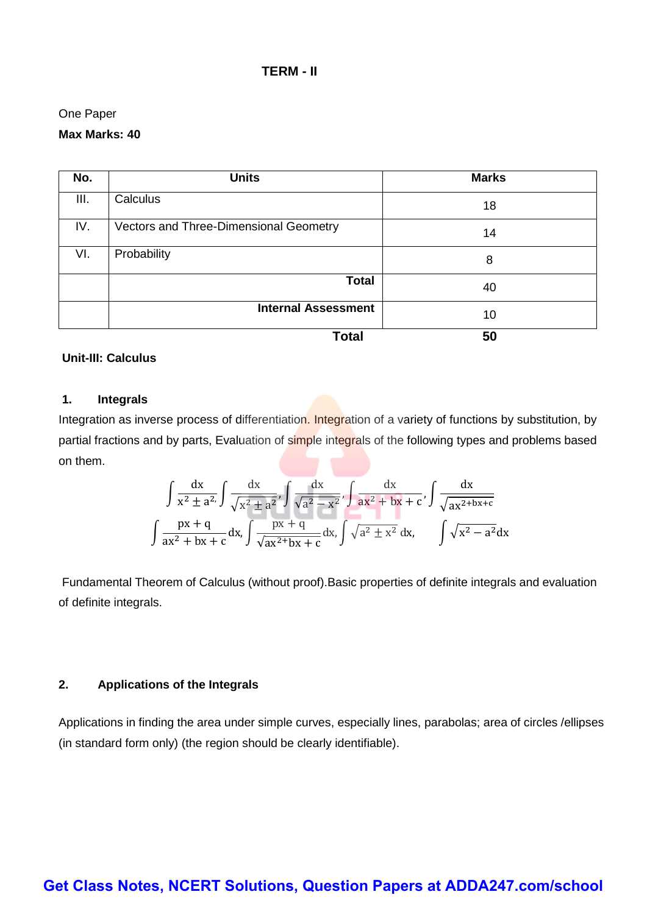# TERM - II

One Paper

**Max Marks: 40**

| No. | Units | Marks |
|---|---|---|
| III. | Calculus | 18 |
| IV. | Vectors and Three-Dimensional Geometry | 14 |
| VI. | Probability | 8 |
| | **Total** | 40 |
| | **Internal Assessment** | 10 |
| | **Total** | **50** |

**Unit-III: Calculus**

**1. Integrals**

Integration as inverse process of differentiation. Integration of a variety of functions by substitution, by partial fractions and by parts, Evaluation of simple integrals of the following types and problems based on them.

$$\int \frac{dx}{x^2 \pm a^2}, \int \frac{dx}{\sqrt{x^2 \pm a^2}}, \int \frac{dx}{\sqrt{a^2 - x^2}}, \int \frac{dx}{ax^2 + bx + c}, \int \frac{dx}{\sqrt{ax^{2+bx+c}}}$$

$$\int \frac{px + q}{ax^2 + bx + c}dx, \int \frac{px + q}{\sqrt{ax^{2+}bx + c}}dx, \int \sqrt{a^2 \pm x^2}\, dx, \quad \int \sqrt{x^2 - a^2}dx$$

Fundamental Theorem of Calculus (without proof).Basic properties of definite integrals and evaluation of definite integrals.

**2. Applications of the Integrals**

Applications in finding the area under simple curves, especially lines, parabolas; area of circles /ellipses (in standard form only) (the region should be clearly identifiable).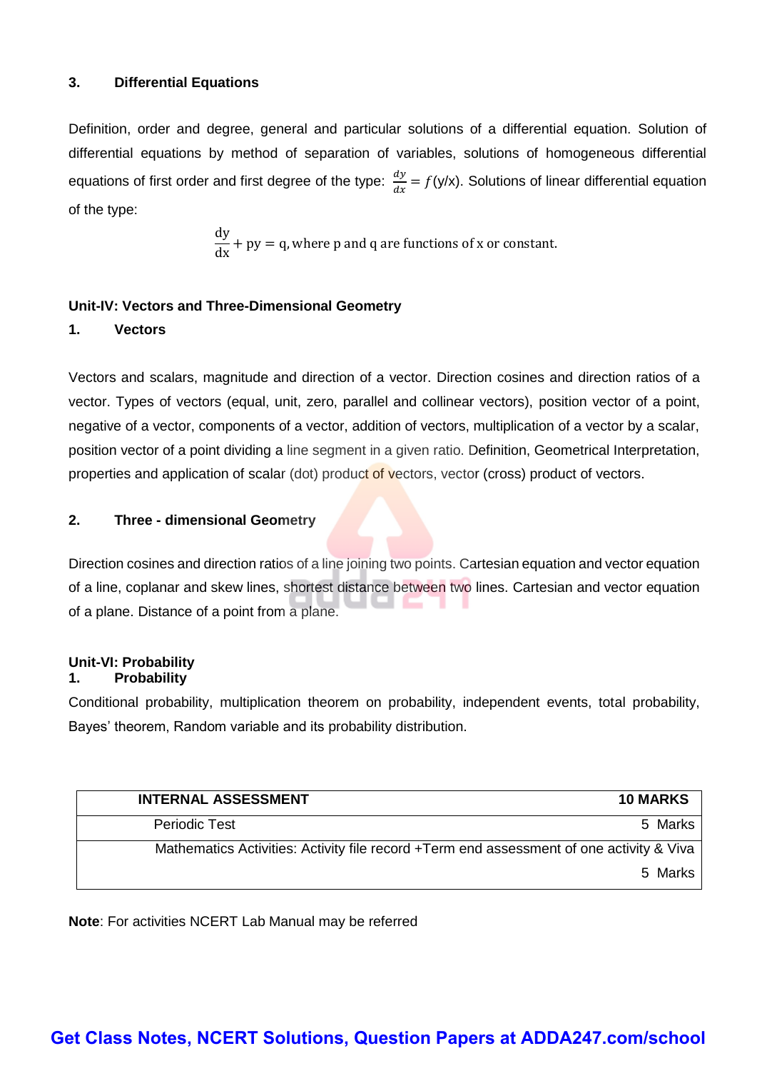### 3. Differential Equations

Definition, order and degree, general and particular solutions of a differential equation. Solution of differential equations by method of separation of variables, solutions of homogeneous differential equations of first order and first degree of the type: $\frac{dy}{dx} = f(y/x)$. Solutions of linear differential equation of the type:

$$\frac{dy}{dx} + py = q, \text{where p and q are functions of x or constant.}$$

## Unit-IV: Vectors and Three-Dimensional Geometry

### 1. Vectors

Vectors and scalars, magnitude and direction of a vector. Direction cosines and direction ratios of a vector. Types of vectors (equal, unit, zero, parallel and collinear vectors), position vector of a point, negative of a vector, components of a vector, addition of vectors, multiplication of a vector by a scalar, position vector of a point dividing a line segment in a given ratio. Definition, Geometrical Interpretation, properties and application of scalar (dot) product of vectors, vector (cross) product of vectors.

### 2. Three - dimensional Geometry

Direction cosines and direction ratios of a line joining two points. Cartesian equation and vector equation of a line, coplanar and skew lines, shortest distance between two lines. Cartesian and vector equation of a plane. Distance of a point from a plane.

## Unit-VI: Probability

### 1. Probability

Conditional probability, multiplication theorem on probability, independent events, total probability, Bayes' theorem, Random variable and its probability distribution.

| INTERNAL ASSESSMENT | 10 MARKS |
|---|---|
| Periodic Test | 5 Marks |
| Mathematics Activities: Activity file record +Term end assessment of one activity & Viva | 5 Marks |

**Note**: For activities NCERT Lab Manual may be referred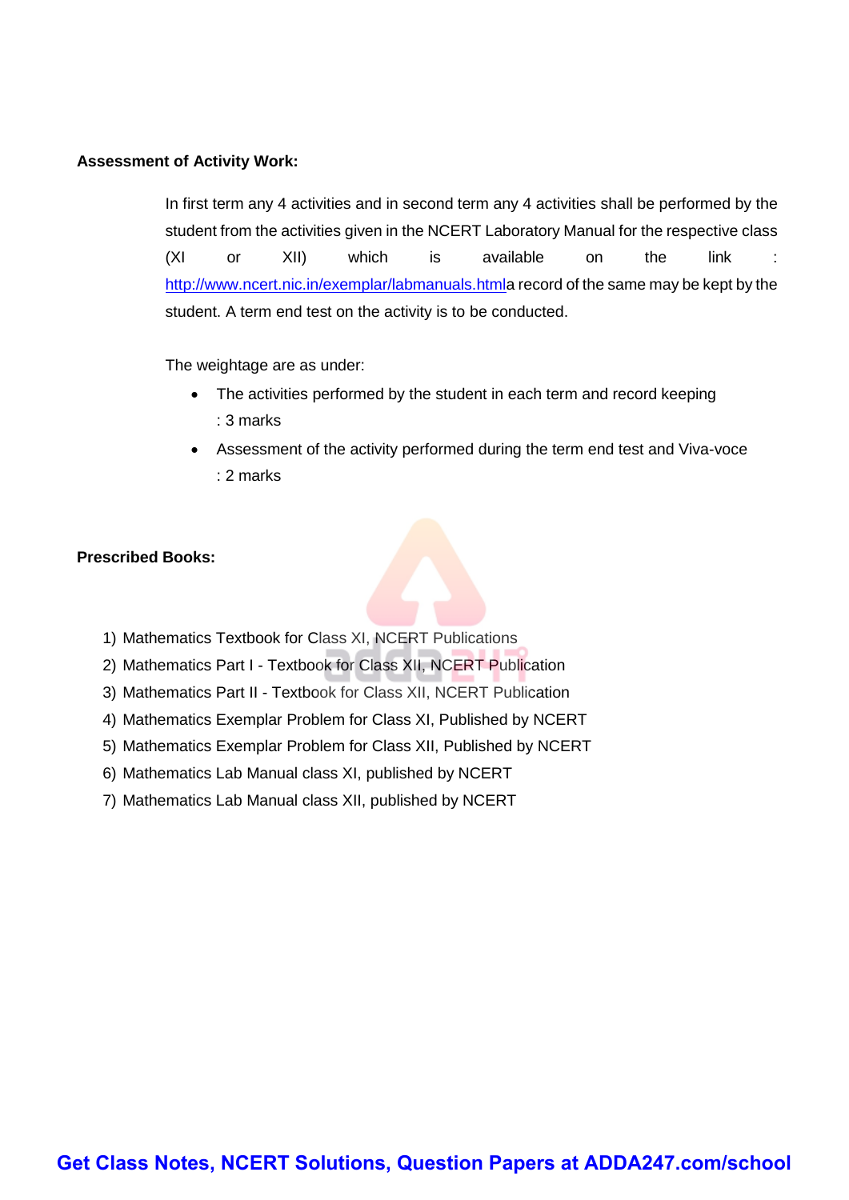**Assessment of Activity Work:**

In first term any 4 activities and in second term any 4 activities shall be performed by the student from the activities given in the NCERT Laboratory Manual for the respective class (XI or XII) which is available on the link : http://www.ncert.nic.in/exemplar/labmanuals.htmla record of the same may be kept by the student. A term end test on the activity is to be conducted.

The weightage are as under:

- The activities performed by the student in each term and record keeping : 3 marks
- Assessment of the activity performed during the term end test and Viva-voce : 2 marks

**Prescribed Books:**

1) Mathematics Textbook for Class XI, NCERT Publications
2) Mathematics Part I - Textbook for Class XII, NCERT Publication
3) Mathematics Part II - Textbook for Class XII, NCERT Publication
4) Mathematics Exemplar Problem for Class XI, Published by NCERT
5) Mathematics Exemplar Problem for Class XII, Published by NCERT
6) Mathematics Lab Manual class XI, published by NCERT
7) Mathematics Lab Manual class XII, published by NCERT